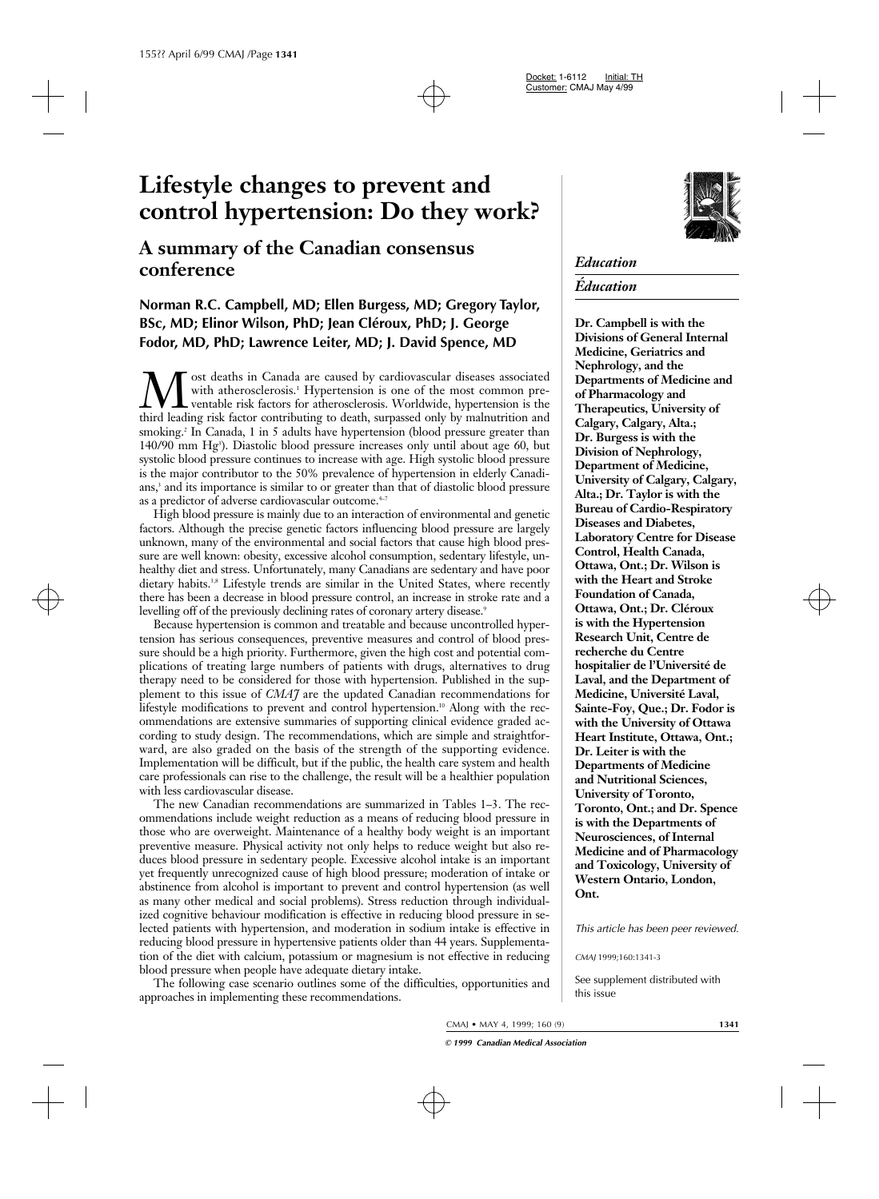# Lifestyle changes to prevent and control hypertension: Do they work?

## A summary of the Canadian consensus conference

**Norman R.C. Campbell, MD; Ellen Burgess, MD; Gregory Taylor, BSc, MD; Elinor Wilson, PhD; Jean Cléroux, PhD; J. George Fodor, MD, PhD; Lawrence Leiter, MD; J. David Spence, MD**

*Education*

*Éducation*

**Dr. Campbell is with the Divisions of General Internal Medicine, Geriatrics and Nephrology, and the Departments of Medicine and of Pharmacology and Therapeutics, University of Calgary, Calgary, Alta.; Dr. Burgess is with the Division of Nephrology, Department of Medicine, University of Calgary, Calgary, Alta.; Dr. Taylor is with the Bureau of Cardio-Respiratory Diseases and Diabetes, Laboratory Centre for Disease Control, Health Canada, Ottawa, Ont.; Dr. Wilson is with the Heart and Stroke Foundation of Canada, Ottawa, Ont.; Dr. Cléroux is with the Hypertension Research Unit, Centre de recherche du Centre hospitalier de l'Université de Laval, and the Department of Medicine, Université Laval, Sainte-Foy, Que.; Dr. Fodor is with the University of Ottawa Heart Institute, Ottawa, Ont.; Dr. Leiter is with the Departments of Medicine and Nutritional Sciences, University of Toronto, Toronto, Ont.; and Dr. Spence is with the Departments of Neurosciences, of Internal Medicine and of Pharmacology and Toxicology, University of Western Ontario, London, Ont.**

*This article has been peer reviewed.*

*CMAJ* 1999;160:1341-3

See supplement distributed with this issue

Most deaths in Canada are caused by cardiovascular diseases associated with atherosclerosis.[1] Hypertension is one of the most common preventable risk factors for atherosclerosis. Worldwide, hypertension is the third leading risk factor contributing to death, surpassed only by malnutrition and smoking.[2] In Canada, 1 in 5 adults have hypertension (blood pressure greater than 140/90 mm Hg[3]). Diastolic blood pressure increases only until about age 60, but systolic blood pressure continues to increase with age. High systolic blood pressure is the major contributor to the 50% prevalence of hypertension in elderly Canadians,[3] and its importance is similar to or greater than that of diastolic blood pressure as a predictor of adverse cardiovascular outcome.[4–7]

High blood pressure is mainly due to an interaction of environmental and genetic factors. Although the precise genetic factors influencing blood pressure are largely unknown, many of the environmental and social factors that cause high blood pressure are well known: obesity, excessive alcohol consumption, sedentary lifestyle, unhealthy diet and stress. Unfortunately, many Canadians are sedentary and have poor dietary habits.[3,8] Lifestyle trends are similar in the United States, where recently there has been a decrease in blood pressure control, an increase in stroke rate and a levelling off of the previously declining rates of coronary artery disease.[9]

Because hypertension is common and treatable and because uncontrolled hypertension has serious consequences, preventive measures and control of blood pressure should be a high priority. Furthermore, given the high cost and potential complications of treating large numbers of patients with drugs, alternatives to drug therapy need to be considered for those with hypertension. Published in the supplement to this issue of *CMAJ* are the updated Canadian recommendations for lifestyle modifications to prevent and control hypertension.[10] Along with the recommendations are extensive summaries of supporting clinical evidence graded according to study design. The recommendations, which are simple and straightforward, are also graded on the basis of the strength of the supporting evidence. Implementation will be difficult, but if the public, the health care system and health care professionals can rise to the challenge, the result will be a healthier population with less cardiovascular disease.

The new Canadian recommendations are summarized in Tables 1–3. The recommendations include weight reduction as a means of reducing blood pressure in those who are overweight. Maintenance of a healthy body weight is an important preventive measure. Physical activity not only helps to reduce weight but also reduces blood pressure in sedentary people. Excessive alcohol intake is an important yet frequently unrecognized cause of high blood pressure; moderation of intake or abstinence from alcohol is important to prevent and control hypertension (as well as many other medical and social problems). Stress reduction through individualized cognitive behaviour modification is effective in reducing blood pressure in selected patients with hypertension, and moderation in sodium intake is effective in reducing blood pressure in hypertensive patients older than 44 years. Supplementation of the diet with calcium, potassium or magnesium is not effective in reducing blood pressure when people have adequate dietary intake.

The following case scenario outlines some of the difficulties, opportunities and approaches in implementing these recommendations.

© 1999 Canadian Medical Association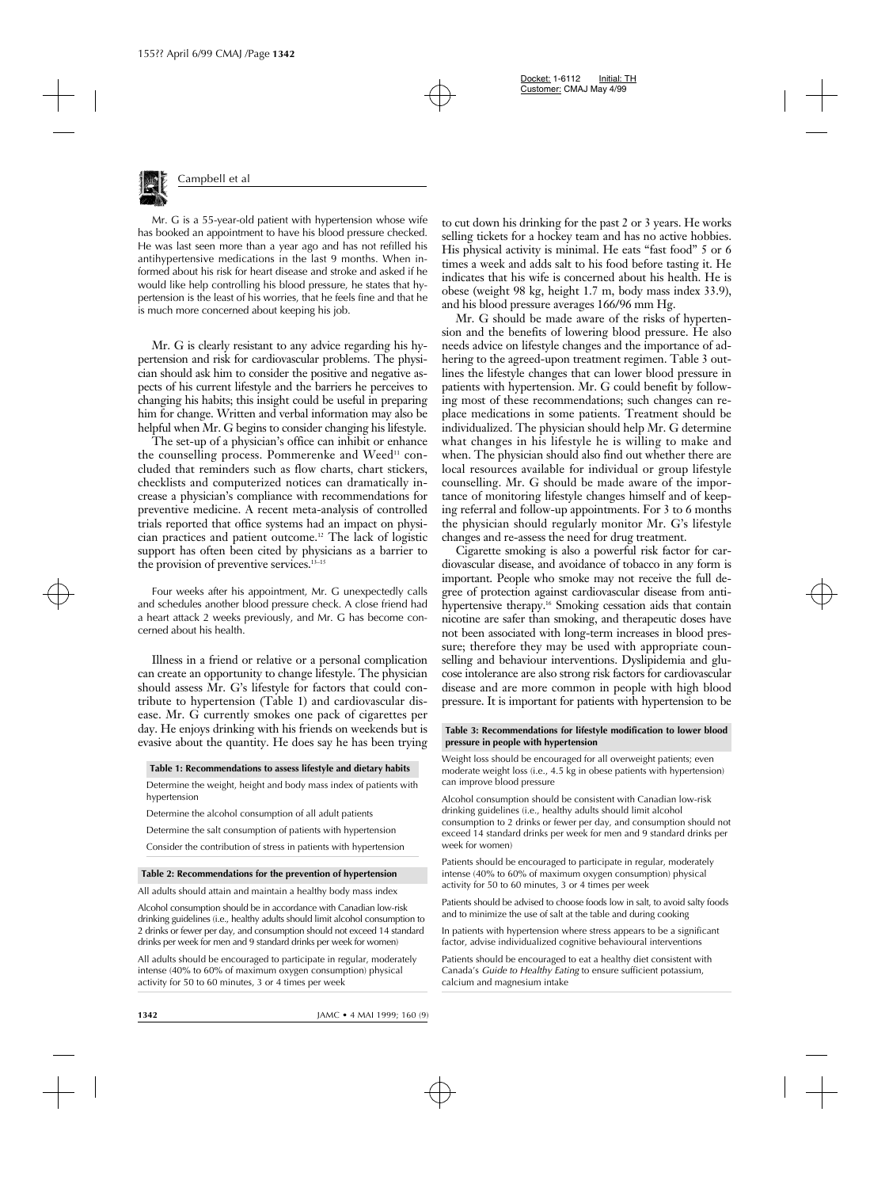*Mr. G is a 55-year-old patient with hypertension whose wife has booked an appointment to have his blood pressure checked. He was last seen more than a year ago and has not refilled his antihypertensive medications in the last 9 months. When informed about his risk for heart disease and stroke and asked if he would like help controlling his blood pressure, he states that hypertension is the least of his worries, that he feels fine and that he is much more concerned about keeping his job.*

Mr. G is clearly resistant to any advice regarding his hypertension and risk for cardiovascular problems. The physician should ask him to consider the positive and negative aspects of his current lifestyle and the barriers he perceives to changing his habits; this insight could be useful in preparing him for change. Written and verbal information may also be helpful when Mr. G begins to consider changing his lifestyle.

The set-up of a physician's office can inhibit or enhance the counselling process. Pommerenke and Weed[11] concluded that reminders such as flow charts, chart stickers, checklists and computerized notices can dramatically increase a physician's compliance with recommendations for preventive medicine. A recent meta-analysis of controlled trials reported that office systems had an impact on physician practices and patient outcome.[12] The lack of logistic support has often been cited by physicians as a barrier to the provision of preventive services.[13–15]

*Four weeks after his appointment, Mr. G unexpectedly calls and schedules another blood pressure check. A close friend had a heart attack 2 weeks previously, and Mr. G has become concerned about his health.*

Illness in a friend or relative or a personal complication can create an opportunity to change lifestyle. The physician should assess Mr. G's lifestyle for factors that could contribute to hypertension (Table 1) and cardiovascular disease. Mr. G currently smokes one pack of cigarettes per day. He enjoys drinking with his friends on weekends but is evasive about the quantity. He does say he has been trying to cut down his drinking for the past 2 or 3 years. He works selling tickets for a hockey team and has no active hobbies. His physical activity is minimal. He eats "fast food" 5 or 6 times a week and adds salt to his food before tasting it. He indicates that his wife is concerned about his health. He is obese (weight 98 kg, height 1.7 m, body mass index 33.9), and his blood pressure averages 166/96 mm Hg.

| Table 1: Recommendations to assess lifestyle and dietary habits |
| --- |
| Determine the weight, height and body mass index of patients with hypertension |
| Determine the alcohol consumption of all adult patients |
| Determine the salt consumption of patients with hypertension |
| Consider the contribution of stress in patients with hypertension |

| Table 2: Recommendations for the prevention of hypertension |
| --- |
| All adults should attain and maintain a healthy body mass index |
| Alcohol consumption should be in accordance with Canadian low-risk drinking guidelines (i.e., healthy adults should limit alcohol consumption to 2 drinks or fewer per day, and consumption should not exceed 14 standard drinks per week for men and 9 standard drinks per week for women) |
| All adults should be encouraged to participate in regular, moderately intense (40% to 60% of maximum oxygen consumption) physical activity for 50 to 60 minutes, 3 or 4 times per week |

Mr. G should be made aware of the risks of hypertension and the benefits of lowering blood pressure. He also needs advice on lifestyle changes and the importance of adhering to the agreed-upon treatment regimen. Table 3 outlines the lifestyle changes that can lower blood pressure in patients with hypertension. Mr. G could benefit by following most of these recommendations; such changes can replace medications in some patients. Treatment should be individualized. The physician should help Mr. G determine what changes in his lifestyle he is willing to make and when. The physician should also find out whether there are local resources available for individual or group lifestyle counselling. Mr. G should be made aware of the importance of monitoring lifestyle changes himself and of keeping referral and follow-up appointments. For 3 to 6 months the physician should regularly monitor Mr. G's lifestyle changes and re-assess the need for drug treatment.

Cigarette smoking is also a powerful risk factor for cardiovascular disease, and avoidance of tobacco in any form is important. People who smoke may not receive the full degree of protection against cardiovascular disease from antihypertensive therapy.[16] Smoking cessation aids that contain nicotine are safer than smoking, and therapeutic doses have not been associated with long-term increases in blood pressure; therefore they may be used with appropriate counselling and behaviour interventions. Dyslipidemia and glucose intolerance are also strong risk factors for cardiovascular disease and are more common in people with high blood pressure. It is important for patients with hypertension to be

| Table 3: Recommendations for lifestyle modification to lower blood pressure in people with hypertension |
| --- |
| Weight loss should be encouraged for all overweight patients; even moderate weight loss (i.e., 4.5 kg in obese patients with hypertension) can improve blood pressure |
| Alcohol consumption should be consistent with Canadian low-risk drinking guidelines (i.e., healthy adults should limit alcohol consumption to 2 drinks or fewer per day, and consumption should not exceed 14 standard drinks per week for men and 9 standard drinks per week for women) |
| Patients should be encouraged to participate in regular, moderately intense (40% to 60% of maximum oxygen consumption) physical activity for 50 to 60 minutes, 3 or 4 times per week |
| Patients should be advised to choose foods low in salt, to avoid salty foods and to minimize the use of salt at the table and during cooking |
| In patients with hypertension where stress appears to be a significant factor, advise individualized cognitive behavioural interventions |
| Patients should be encouraged to eat a healthy diet consistent with Canada's *Guide to Healthy Eating* to ensure sufficient potassium, calcium and magnesium intake |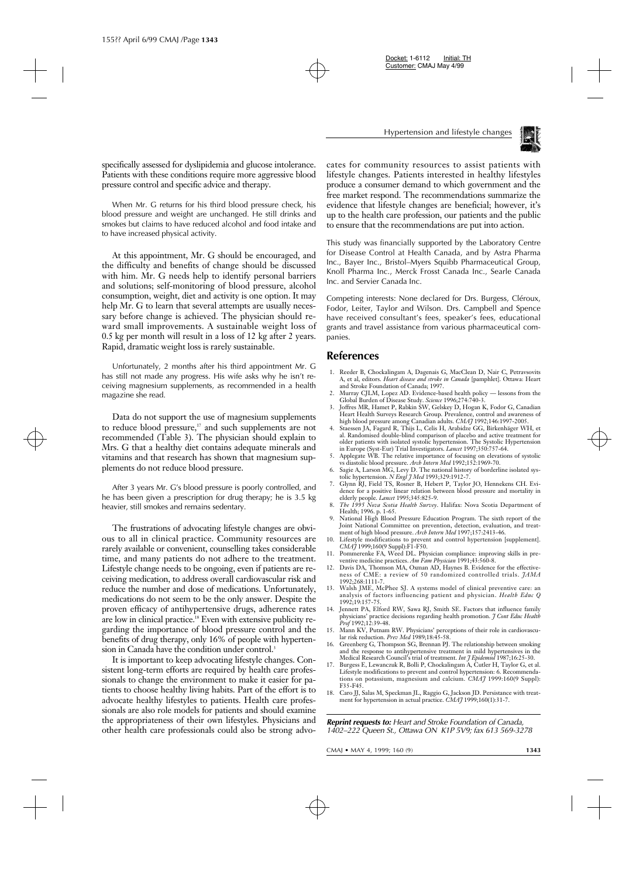specifically assessed for dyslipidemia and glucose intolerance. Patients with these conditions require more aggressive blood pressure control and specific advice and therapy.

When Mr. G returns for his third blood pressure check, his blood pressure and weight are unchanged. He still drinks and smokes but claims to have reduced alcohol and food intake and to have increased physical activity.

At this appointment, Mr. G should be encouraged, and the difficulty and benefits of change should be discussed with him. Mr. G needs help to identify personal barriers and solutions; self-monitoring of blood pressure, alcohol consumption, weight, diet and activity is one option. It may help Mr. G to learn that several attempts are usually necessary before change is achieved. The physician should reward small improvements. A sustainable weight loss of 0.5 kg per month will result in a loss of 12 kg after 2 years. Rapid, dramatic weight loss is rarely sustainable.

Unfortunately, 2 months after his third appointment Mr. G has still not made any progress. His wife asks why he isn't receiving magnesium supplements, as recommended in a health magazine she read.

Data do not support the use of magnesium supplements to reduce blood pressure,[17] and such supplements are not recommended (Table 3). The physician should explain to Mrs. G that a healthy diet contains adequate minerals and vitamins and that research has shown that magnesium supplements do not reduce blood pressure.

After 3 years Mr. G's blood pressure is poorly controlled, and he has been given a prescription for drug therapy; he is 3.5 kg heavier, still smokes and remains sedentary.

The frustrations of advocating lifestyle changes are obvious to all in clinical practice. Community resources are rarely available or convenient, counselling takes considerable time, and many patients do not adhere to the treatment. Lifestyle change needs to be ongoing, even if patients are receiving medication, to address overall cardiovascular risk and reduce the number and dose of medications. Unfortunately, medications do not seem to be the only answer. Despite the proven efficacy of antihypertensive drugs, adherence rates are low in clinical practice.[18] Even with extensive publicity regarding the importance of blood pressure control and the benefits of drug therapy, only 16% of people with hypertension in Canada have the condition under control.[3]

It is important to keep advocating lifestyle changes. Consistent long-term efforts are required by health care professionals to change the environment to make it easier for patients to choose healthy living habits. Part of the effort is to advocate healthy lifestyles to patients. Health care professionals are also role models for patients and should examine the appropriateness of their own lifestyles. Physicians and other health care professionals could also be strong advocates for community resources to assist patients with lifestyle changes. Patients interested in healthy lifestyles produce a consumer demand to which government and the free market respond. The recommendations summarize the evidence that lifestyle changes are beneficial; however, it's up to the health care profession, our patients and the public to ensure that the recommendations are put into action.

This study was financially supported by the Laboratory Centre for Disease Control at Health Canada, and by Astra Pharma Inc., Bayer Inc., Bristol–Myers Squibb Pharmaceutical Group, Knoll Pharma Inc., Merck Frosst Canada Inc., Searle Canada Inc. and Servier Canada Inc.

Competing interests: None declared for Drs. Burgess, Cléroux, Fodor, Leiter, Taylor and Wilson. Drs. Campbell and Spence have received consultant's fees, speaker's fees, educational grants and travel assistance from various pharmaceutical companies.

## References

1. Reeder B, Chockalingam A, Dagenais G, MacClean D, Nair C, Petravsovits A, et al, editors. *Heart disease and stroke in Canada* [pamphlet]. Ottawa: Heart and Stroke Foundation of Canada; 1997.
2. Murray CJLM, Lopez AD. Evidence-based health policy — lessons from the Global Burden of Disease Study. *Science* 1996;274:740-3.
3. Joffres MR, Hamet P, Rabkin SW, Gelskey D, Hogan K, Fodor G, Canadian Heart Health Surveys Research Group. Prevalence, control and awareness of high blood pressure among Canadian adults. *CMAJ* 1992;146:1997-2005.
4. Staessen JA, Fagard R, Thijs L, Celis H, Arabidze GG, Birkenhäger WH, et al. Randomised double-blind comparison of placebo and active treatment for older patients with isolated systolic hypertension. The Systolic Hypertension in Europe (Syst-Eur) Trial Investigators. *Lancet* 1997;350:757-64.
5. Applegate WB. The relative importance of focusing on elevations of systolic vs diastolic blood pressure. *Arch Intern Med* 1992;152:1969-70.
6. Sagie A, Larson MG, Levy D. The national history of borderline isolated systolic hypertension. *N Engl J Med* 1993;329:1912-7.
7. Glynn RJ, Field TS, Rosner B, Hebert P, Taylor JO, Hennekens CH. Evidence for a positive linear relation between blood pressure and mortality in elderly people. *Lancet* 1995;345:825-9.
8. *The 1995 Nova Scotia Health Survey*. Halifax: Nova Scotia Department of Health; 1996. p. 1-65.
9. National High Blood Pressure Education Program. The sixth report of the Joint National Committee on prevention, detection, evaluation, and treatment of high blood pressure. *Arch Intern Med* 1997;157:2413-46.
10. Lifestyle modifications to prevent and control hypertension [supplement]. *CMAJ* 1999;160(9 Suppl):F1-F50.
11. Pommerenke FA, Weed DL. Physician compliance: improving skills in preventive medicine practices. *Am Fam Physician* 1991;43:560-8.
12. Davis DA, Thomson MA, Oxman AD, Haynes B. Evidence for the effectiveness of CME: a review of 50 randomized controlled trials. *JAMA* 1992;268:1111-7.
13. Walsh JME, McPhee SJ. A systems model of clinical preventive care: an analysis of factors influencing patient and physician. *Health Educ Q* 1992;19:157-75.
14. Jennett PA, Elford RW, Sawa RJ, Smith SE. Factors that influence family physicians' practice decisions regarding health promotion. *J Cont Educ Health Prof* 1992;12:39-48.
15. Mann KV, Putnam RW. Physicians' perceptions of their role in cardiovascular risk reduction. *Prev Med* 1989;18:45-58.
16. Greenberg G, Thompson SG, Brennan PJ. The relationship between smoking and the response to antihypertensive treatment in mild hypertensives in the Medical Research Council's trial of treatment. *Int J Epidemiol* 1987;16:25-30.
17. Burgess E, Lewanczuk R, Bolli P, Chockalingam A, Cutler H, Taylor G, et al. Lifestyle modifications to prevent and control hypertension: 6. Recommendations on potassium, magnesium and calcium. *CMAJ* 1999:160(9 Suppl): F35-F45.
18. Caro JJ, Salas M, Speckman JL, Raggio G, Jackson JD. Persistance with treatment for hypertension in actual practice. *CMAJ* 1999;160(1):31-7.

***Reprint requests to:*** *Heart and Stroke Foundation of Canada, 1402–222 Queen St., Ottawa ON K1P 5V9; fax 613 569-3278*